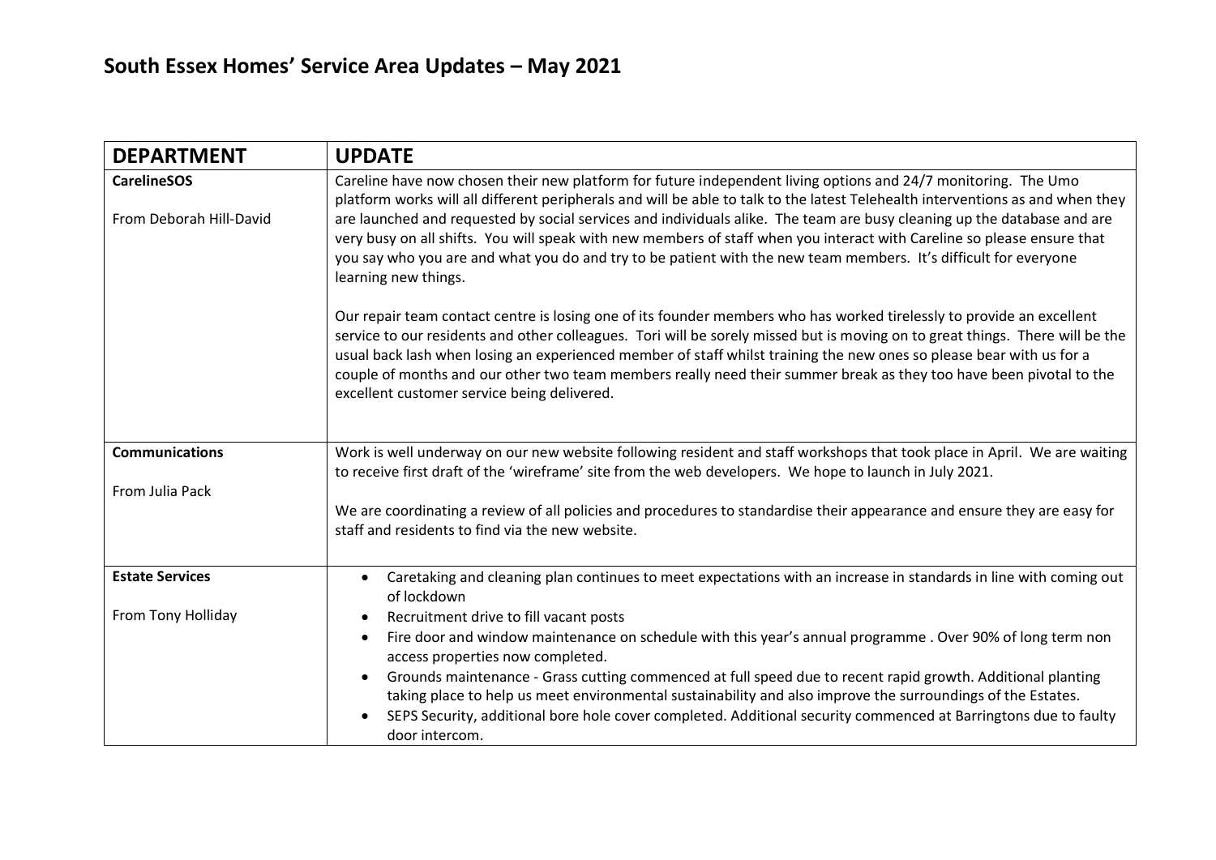# South Essex Homes' Service Area Updates – May 2021

| DEPARTMENT | UPDATE |
|---|---|
| **CarelineSOS**<br><br>From Deborah Hill-David | Careline have now chosen their new platform for future independent living options and 24/7 monitoring. The Umo platform works will all different peripherals and will be able to talk to the latest Telehealth interventions as and when they are launched and requested by social services and individuals alike. The team are busy cleaning up the database and are very busy on all shifts. You will speak with new members of staff when you interact with Careline so please ensure that you say who you are and what you do and try to be patient with the new team members. It's difficult for everyone learning new things.<br><br>Our repair team contact centre is losing one of its founder members who has worked tirelessly to provide an excellent service to our residents and other colleagues. Tori will be sorely missed but is moving on to great things. There will be the usual back lash when losing an experienced member of staff whilst training the new ones so please bear with us for a couple of months and our other two team members really need their summer break as they too have been pivotal to the excellent customer service being delivered. |
| **Communications**<br><br>From Julia Pack | Work is well underway on our new website following resident and staff workshops that took place in April. We are waiting to receive first draft of the 'wireframe' site from the web developers. We hope to launch in July 2021.<br><br>We are coordinating a review of all policies and procedures to standardise their appearance and ensure they are easy for staff and residents to find via the new website. |
| **Estate Services**<br><br>From Tony Holliday | • Caretaking and cleaning plan continues to meet expectations with an increase in standards in line with coming out of lockdown<br>• Recruitment drive to fill vacant posts<br>• Fire door and window maintenance on schedule with this year's annual programme . Over 90% of long term non access properties now completed.<br>• Grounds maintenance - Grass cutting commenced at full speed due to recent rapid growth. Additional planting taking place to help us meet environmental sustainability and also improve the surroundings of the Estates.<br>• SEPS Security, additional bore hole cover completed. Additional security commenced at Barringtons due to faulty door intercom. |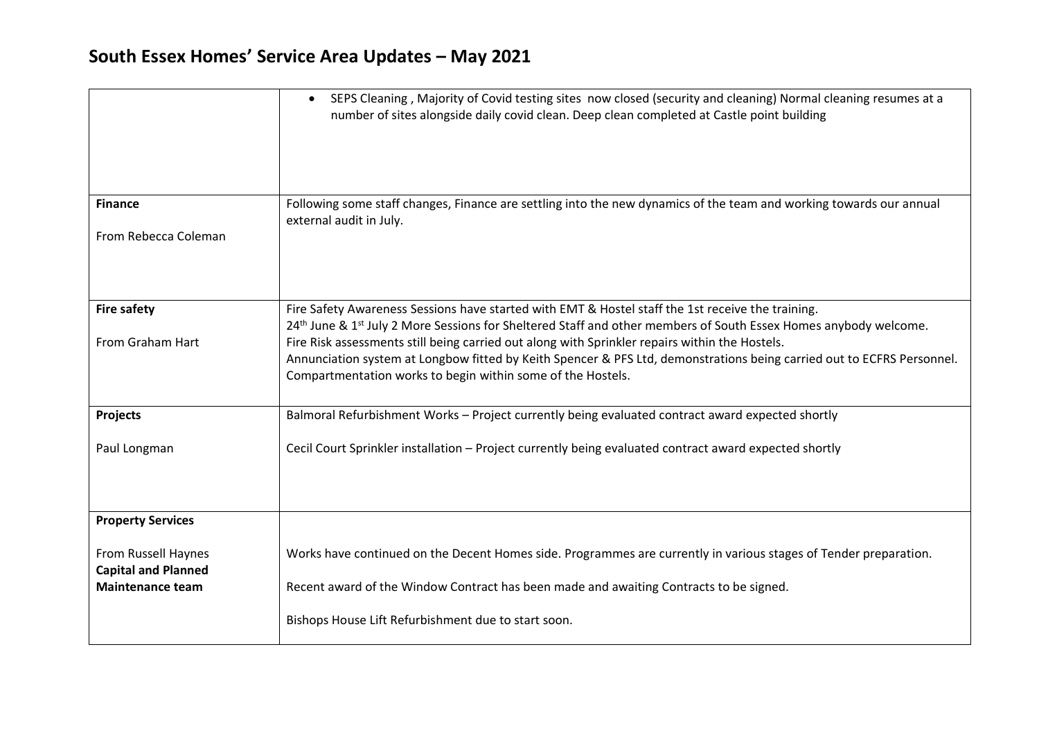# South Essex Homes' Service Area Updates – May 2021

| | |
|---|---|
| | • SEPS Cleaning , Majority of Covid testing sites now closed (security and cleaning) Normal cleaning resumes at a number of sites alongside daily covid clean. Deep clean completed at Castle point building |
| **Finance**<br><br>From Rebecca Coleman | Following some staff changes, Finance are settling into the new dynamics of the team and working towards our annual external audit in July. |
| **Fire safety**<br><br>From Graham Hart | Fire Safety Awareness Sessions have started with EMT & Hostel staff the 1st receive the training.<br>24th June & 1st July 2 More Sessions for Sheltered Staff and other members of South Essex Homes anybody welcome.<br>Fire Risk assessments still being carried out along with Sprinkler repairs within the Hostels.<br>Annunciation system at Longbow fitted by Keith Spencer & PFS Ltd, demonstrations being carried out to ECFRS Personnel.<br>Compartmentation works to begin within some of the Hostels. |
| **Projects**<br><br>Paul Longman | Balmoral Refurbishment Works – Project currently being evaluated contract award expected shortly<br><br>Cecil Court Sprinkler installation – Project currently being evaluated contract award expected shortly |
| **Property Services**<br><br>From Russell Haynes<br>**Capital and Planned Maintenance team** | Works have continued on the Decent Homes side. Programmes are currently in various stages of Tender preparation.<br><br>Recent award of the Window Contract has been made and awaiting Contracts to be signed.<br><br>Bishops House Lift Refurbishment due to start soon. |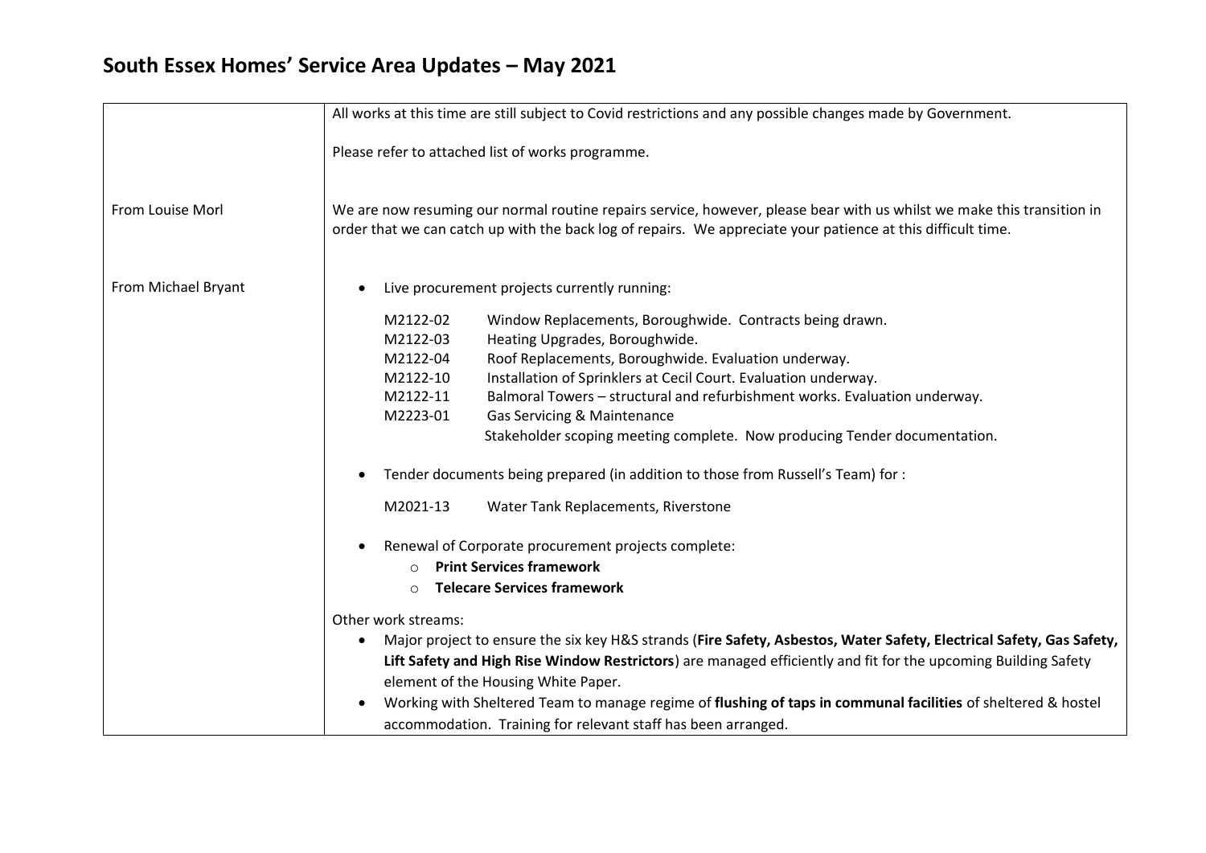# South Essex Homes' Service Area Updates – May 2021

| | |
|---|---|
| | All works at this time are still subject to Covid restrictions and any possible changes made by Government.<br><br>Please refer to attached list of works programme. |
| From Louise Morl | We are now resuming our normal routine repairs service, however, please bear with us whilst we make this transition in order that we can catch up with the back log of repairs. We appreciate your patience at this difficult time. |
| From Michael Bryant | • Live procurement projects currently running:<br><br>M2122-02 Window Replacements, Boroughwide. Contracts being drawn.<br>M2122-03 Heating Upgrades, Boroughwide.<br>M2122-04 Roof Replacements, Boroughwide. Evaluation underway.<br>M2122-10 Installation of Sprinklers at Cecil Court. Evaluation underway.<br>M2122-11 Balmoral Towers – structural and refurbishment works. Evaluation underway.<br>M2223-01 Gas Servicing & Maintenance<br>Stakeholder scoping meeting complete. Now producing Tender documentation.<br><br>• Tender documents being prepared (in addition to those from Russell's Team) for :<br><br>M2021-13 Water Tank Replacements, Riverstone<br><br>• Renewal of Corporate procurement projects complete:<br>o **Print Services framework**<br>o **Telecare Services framework**<br><br>Other work streams:<br>• Major project to ensure the six key H&S strands (**Fire Safety, Asbestos, Water Safety, Electrical Safety, Gas Safety, Lift Safety and High Rise Window Restrictors**) are managed efficiently and fit for the upcoming Building Safety element of the Housing White Paper.<br>• Working with Sheltered Team to manage regime of **flushing of taps in communal facilities** of sheltered & hostel accommodation. Training for relevant staff has been arranged. |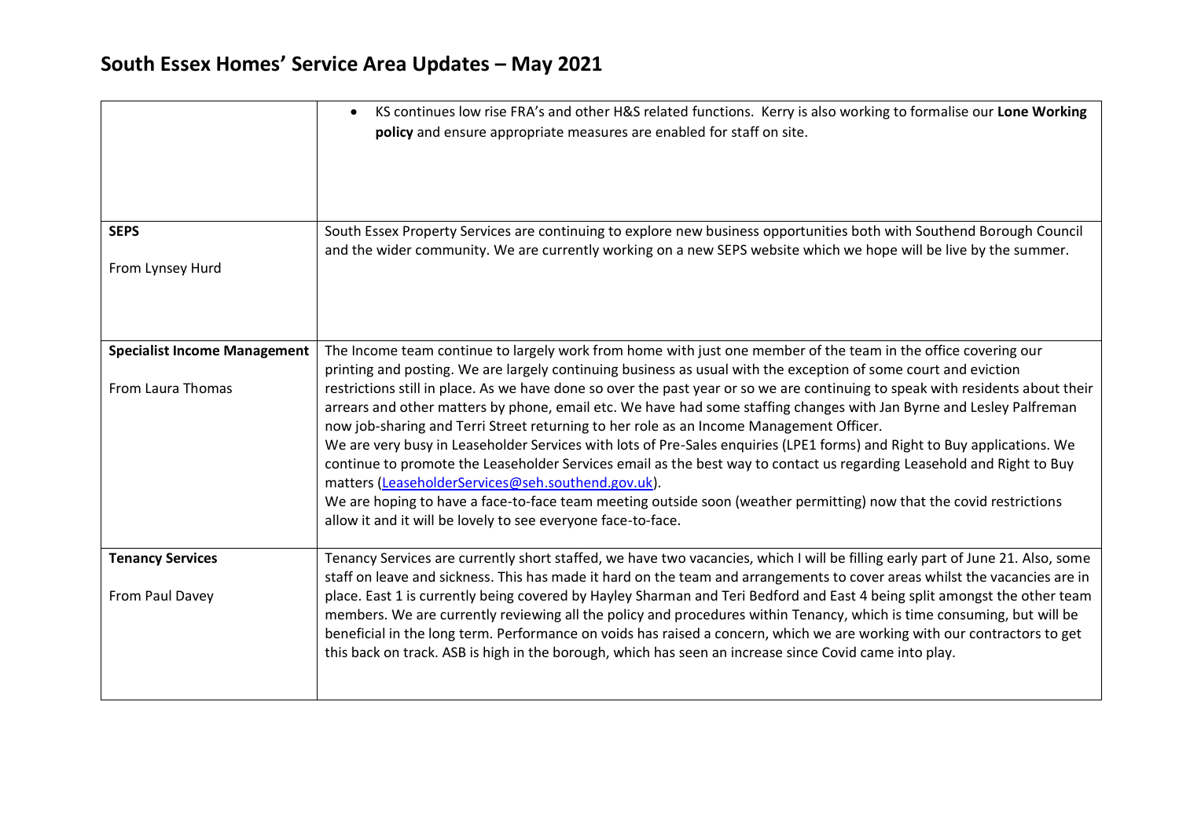# South Essex Homes' Service Area Updates – May 2021

| | |
|---|---|
| | • KS continues low rise FRA's and other H&S related functions. Kerry is also working to formalise our **Lone Working policy** and ensure appropriate measures are enabled for staff on site. |
| **SEPS**<br><br>From Lynsey Hurd | South Essex Property Services are continuing to explore new business opportunities both with Southend Borough Council and the wider community. We are currently working on a new SEPS website which we hope will be live by the summer. |
| **Specialist Income Management**<br><br>From Laura Thomas | The Income team continue to largely work from home with just one member of the team in the office covering our printing and posting. We are largely continuing business as usual with the exception of some court and eviction restrictions still in place. As we have done so over the past year or so we are continuing to speak with residents about their arrears and other matters by phone, email etc. We have had some staffing changes with Jan Byrne and Lesley Palfreman now job-sharing and Terri Street returning to her role as an Income Management Officer.<br>We are very busy in Leaseholder Services with lots of Pre-Sales enquiries (LPE1 forms) and Right to Buy applications. We continue to promote the Leaseholder Services email as the best way to contact us regarding Leasehold and Right to Buy matters (LeaseholderServices@seh.southend.gov.uk).<br>We are hoping to have a face-to-face team meeting outside soon (weather permitting) now that the covid restrictions allow it and it will be lovely to see everyone face-to-face. |
| **Tenancy Services**<br><br>From Paul Davey | Tenancy Services are currently short staffed, we have two vacancies, which I will be filling early part of June 21. Also, some staff on leave and sickness. This has made it hard on the team and arrangements to cover areas whilst the vacancies are in place. East 1 is currently being covered by Hayley Sharman and Teri Bedford and East 4 being split amongst the other team members. We are currently reviewing all the policy and procedures within Tenancy, which is time consuming, but will be beneficial in the long term. Performance on voids has raised a concern, which we are working with our contractors to get this back on track. ASB is high in the borough, which has seen an increase since Covid came into play. |